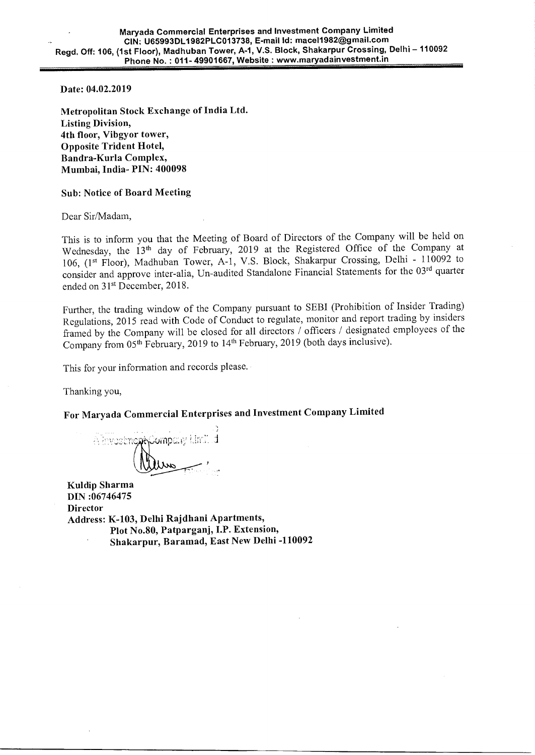**Maryada Commercial Enterprises and Investment Company Limited**
**CIN: U65993DL1982PLC013738, E-mail Id: macel1982@gmail.com**
**Regd. Off: 106, (1st Floor), Madhuban Tower, A-1, V.S. Block, Shakarpur Crossing, Delhi – 110092**
**Phone No. : 011- 49901667, Website : www.maryadainvestment.in**

---

**Date: 04.02.2019**

**Metropolitan Stock Exchange of India Ltd.**
**Listing Division,**
**4th floor, Vibgyor tower,**
**Opposite Trident Hotel,**
**Bandra-Kurla Complex,**
**Mumbai, India- PIN: 400098**

**Sub: Notice of Board Meeting**

Dear Sir/Madam,

This is to inform you that the Meeting of Board of Directors of the Company will be held on Wednesday, the 13th day of February, 2019 at the Registered Office of the Company at 106, (1st Floor), Madhuban Tower, A-1, V.S. Block, Shakarpur Crossing, Delhi - 110092 to consider and approve inter-alia, Un-audited Standalone Financial Statements for the 03rd quarter ended on 31st December, 2018.

Further, the trading window of the Company pursuant to SEBI (Prohibition of Insider Trading) Regulations, 2015 read with Code of Conduct to regulate, monitor and report trading by insiders framed by the Company will be closed for all directors / officers / designated employees of the Company from 05th February, 2019 to 14th February, 2019 (both days inclusive).

This for your information and records please.

Thanking you,

**For Maryada Commercial Enterprises and Investment Company Limited**

**Kuldip Sharma**
**DIN :06746475**
**Director**
**Address: K-103, Delhi Rajdhani Apartments,**
**Plot No.80, Patparganj, I.P. Extension,**
**Shakarpur, Baramad, East New Delhi -110092**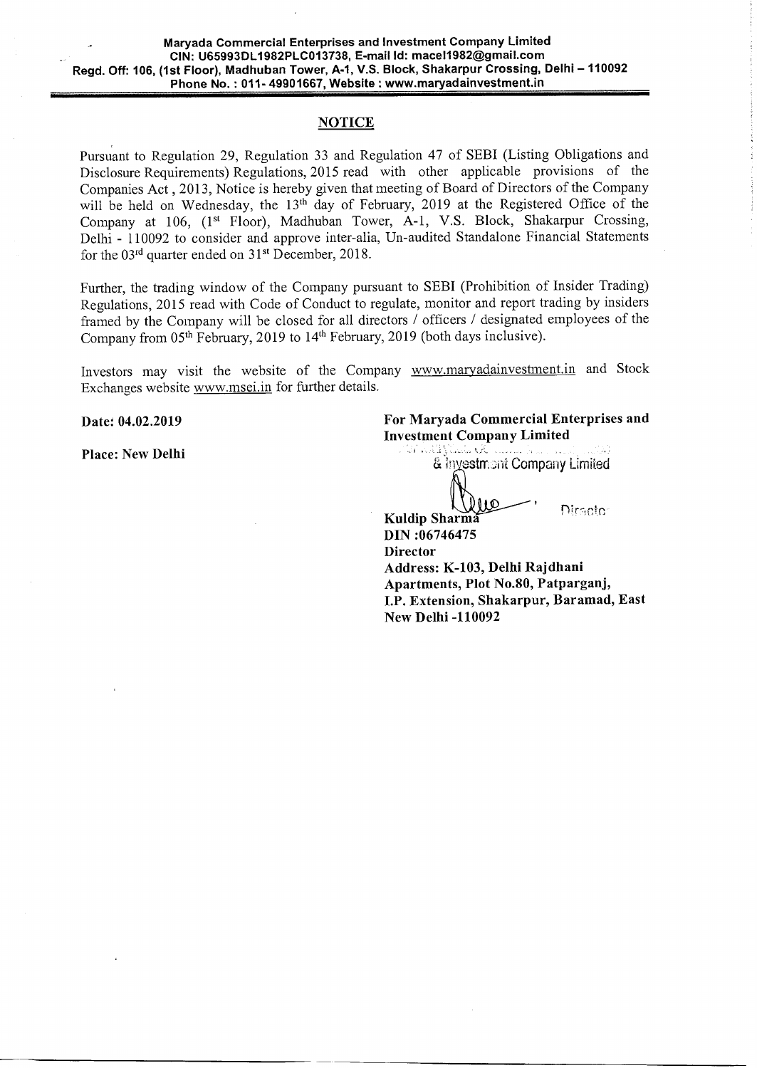**Maryada Commercial Enterprises and Investment Company Limited**
**CIN: U65993DL1982PLC013738, E-mail Id: macel1982@gmail.com**
**Regd. Off: 106, (1st Floor), Madhuban Tower, A-1, V.S. Block, Shakarpur Crossing, Delhi – 110092**
**Phone No. : 011- 49901667, Website : www.maryadainvestment.in**

## NOTICE

Pursuant to Regulation 29, Regulation 33 and Regulation 47 of SEBI (Listing Obligations and Disclosure Requirements) Regulations, 2015 read with other applicable provisions of the Companies Act , 2013, Notice is hereby given that meeting of Board of Directors of the Company will be held on Wednesday, the 13th day of February, 2019 at the Registered Office of the Company at 106, (1st Floor), Madhuban Tower, A-1, V.S. Block, Shakarpur Crossing, Delhi - 110092 to consider and approve inter-alia, Un-audited Standalone Financial Statements for the 03rd quarter ended on 31st December, 2018.

Further, the trading window of the Company pursuant to SEBI (Prohibition of Insider Trading) Regulations, 2015 read with Code of Conduct to regulate, monitor and report trading by insiders framed by the Company will be closed for all directors / officers / designated employees of the Company from 05th February, 2019 to 14th February, 2019 (both days inclusive).

Investors may visit the website of the Company www.maryadainvestment.in and Stock Exchanges website www.msei.in for further details.

**Date: 04.02.2019**

**Place: New Delhi**

**For Maryada Commercial Enterprises and Investment Company Limited**

& Investment Company Limited

Director

**Kuldip Sharma**
**DIN :06746475**
**Director**
**Address: K-103, Delhi Rajdhani Apartments, Plot No.80, Patparganj, I.P. Extension, Shakarpur, Baramad, East New Delhi -110092**